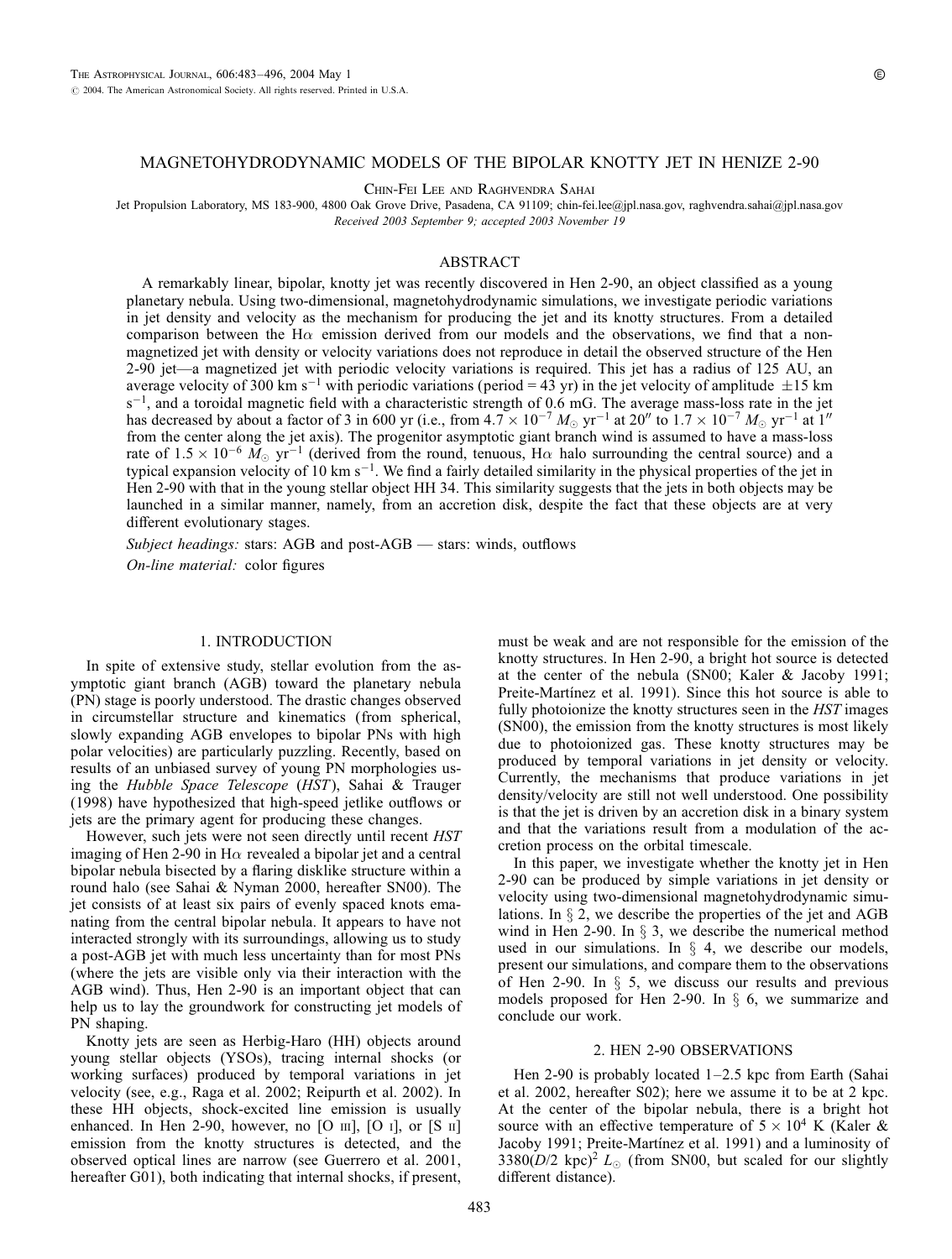# MAGNETOHYDRODYNAMIC MODELS OF THE BIPOLAR KNOTTY JET IN HENIZE 2-90

Chin-Fei Lee and Raghvendra Sahai

Jet Propulsion Laboratory, MS 183-900, 4800 Oak Grove Drive, Pasadena, CA 91109; chin-fei.lee@jpl.nasa.gov, raghvendra.sahai@jpl.nasa.gov

*Received 2003 September 9; accepted 2003 November 19*

## ABSTRACT

A remarkably linear, bipolar, knotty jet was recently discovered in Hen 2-90, an object classified as a young planetary nebula. Using two-dimensional, magnetohydrodynamic simulations, we investigate periodic variations in jet density and velocity as the mechanism for producing the jet and its knotty structures. From a detailed comparison between the H$\alpha$ emission derived from our models and the observations, we find that a nonmagnetized jet with density or velocity variations does not reproduce in detail the observed structure of the Hen 2-90 jet—a magnetized jet with periodic velocity variations is required. This jet has a radius of 125 AU, an average velocity of 300 km $s^{-1}$ with periodic variations (period = 43 yr) in the jet velocity of amplitude $\pm 15$ km $s^{-1}$, and a toroidal magnetic field with a characteristic strength of 0.6 mG. The average mass-loss rate in the jet has decreased by about a factor of 3 in 600 yr (i.e., from $4.7 \times 10^{-7}\ M_\odot\ \mathrm{yr}^{-1}$ at 20″ to $1.7 \times 10^{-7}\ M_\odot\ \mathrm{yr}^{-1}$ at 1″ from the center along the jet axis). The progenitor asymptotic giant branch wind is assumed to have a mass-loss rate of $1.5 \times 10^{-6}\ M_\odot\ \mathrm{yr}^{-1}$ (derived from the round, tenuous, H$\alpha$ halo surrounding the central source) and a typical expansion velocity of 10 km $s^{-1}$. We find a fairly detailed similarity in the physical properties of the jet in Hen 2-90 with that in the young stellar object HH 34. This similarity suggests that the jets in both objects may be launched in a similar manner, namely, from an accretion disk, despite the fact that these objects are at very different evolutionary stages.

*Subject headings:* stars: AGB and post-AGB — stars: winds, outflows

*On-line material:* color figures

## 1. INTRODUCTION

In spite of extensive study, stellar evolution from the asymptotic giant branch (AGB) toward the planetary nebula (PN) stage is poorly understood. The drastic changes observed in circumstellar structure and kinematics (from spherical, slowly expanding AGB envelopes to bipolar PNs with high polar velocities) are particularly puzzling. Recently, based on results of an unbiased survey of young PN morphologies using the *Hubble Space Telescope* (*HST*), Sahai & Trauger (1998) have hypothesized that high-speed jetlike outflows or jets are the primary agent for producing these changes.

However, such jets were not seen directly until recent *HST* imaging of Hen 2-90 in H$\alpha$ revealed a bipolar jet and a central bipolar nebula bisected by a flaring disklike structure within a round halo (see Sahai & Nyman 2000, hereafter SN00). The jet consists of at least six pairs of evenly spaced knots emanating from the central bipolar nebula. It appears to have not interacted strongly with its surroundings, allowing us to study a post-AGB jet with much less uncertainty than for most PNs (where the jets are visible only via their interaction with the AGB wind). Thus, Hen 2-90 is an important object that can help us to lay the groundwork for constructing jet models of PN shaping.

Knotty jets are seen as Herbig-Haro (HH) objects around young stellar objects (YSOs), tracing internal shocks (or working surfaces) produced by temporal variations in jet velocity (see, e.g., Raga et al. 2002; Reipurth et al. 2002). In these HH objects, shock-excited line emission is usually enhanced. In Hen 2-90, however, no [O III], [O I], or [S II] emission from the knotty structures is detected, and the observed optical lines are narrow (see Guerrero et al. 2001, hereafter G01), both indicating that internal shocks, if present, must be weak and are not responsible for the emission of the knotty structures. In Hen 2-90, a bright hot source is detected at the center of the nebula (SN00; Kaler & Jacoby 1991; Preite-Martínez et al. 1991). Since this hot source is able to fully photoionize the knotty structures seen in the *HST* images (SN00), the emission from the knotty structures is most likely due to photoionized gas. These knotty structures may be produced by temporal variations in jet density or velocity. Currently, the mechanisms that produce variations in jet density/velocity are still not well understood. One possibility is that the jet is driven by an accretion disk in a binary system and that the variations result from a modulation of the accretion process on the orbital timescale.

In this paper, we investigate whether the knotty jet in Hen 2-90 can be produced by simple variations in jet density or velocity using two-dimensional magnetohydrodynamic simulations. In § 2, we describe the properties of the jet and AGB wind in Hen 2-90. In § 3, we describe the numerical method used in our simulations. In § 4, we describe our models, present our simulations, and compare them to the observations of Hen 2-90. In § 5, we discuss our results and previous models proposed for Hen 2-90. In § 6, we summarize and conclude our work.

## 2. HEN 2-90 OBSERVATIONS

Hen 2-90 is probably located 1–2.5 kpc from Earth (Sahai et al. 2002, hereafter S02); here we assume it to be at 2 kpc. At the center of the bipolar nebula, there is a bright hot source with an effective temperature of $5 \times 10^4$ K (Kaler & Jacoby 1991; Preite-Martínez et al. 1991) and a luminosity of $3380(D/2\ \mathrm{kpc})^2\ L_\odot$ (from SN00, but scaled for our slightly different distance).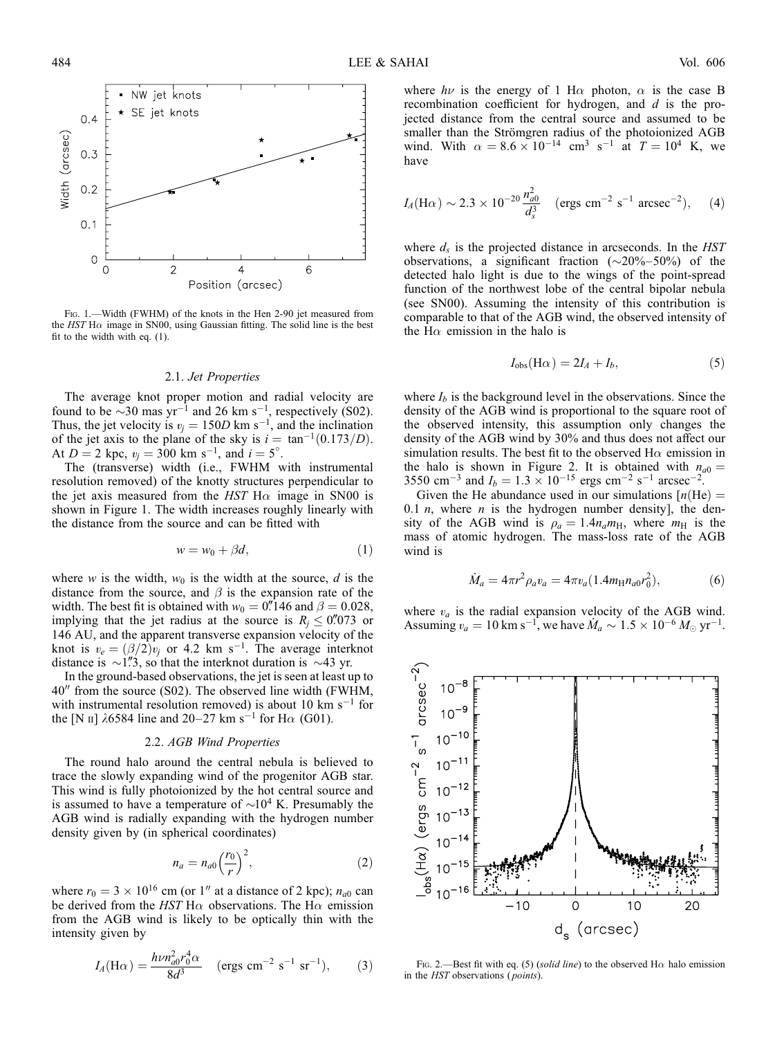FIG. 1.—Width (FWHM) of the knots in the Hen 2-90 jet measured from the *HST* Hα image in SN00, using Gaussian fitting. The solid line is the best fit to the width with eq. (1).

### 2.1. *Jet Properties*

The average knot proper motion and radial velocity are found to be ~30 mas $\mathrm{yr}^{-1}$ and 26 km $\mathrm{s}^{-1}$, respectively (S02). Thus, the jet velocity is $v_j = 150D$ km $\mathrm{s}^{-1}$, and the inclination of the jet axis to the plane of the sky is $i = \tan^{-1}(0.173/D)$. At $D = 2$ kpc, $v_j = 300$ km $\mathrm{s}^{-1}$, and $i = 5°$.

The (transverse) width (i.e., FWHM with instrumental resolution removed) of the knotty structures perpendicular to the jet axis measured from the *HST* Hα image in SN00 is shown in Figure 1. The width increases roughly linearly with the distance from the source and can be fitted with

$$w = w_0 + \beta d, \tag{1}$$

where $w$ is the width, $w_0$ is the width at the source, $d$ is the distance from the source, and $\beta$ is the expansion rate of the width. The best fit is obtained with $w_0 = 0''.146$ and $\beta = 0.028$, implying that the jet radius at the source is $R_j \leq 0''.073$ or 146 AU, and the apparent transverse expansion velocity of the knot is $v_e = (\beta/2)v_j$ or 4.2 km $\mathrm{s}^{-1}$. The average interknot distance is $\sim 1''.3$, so that the interknot duration is ~43 yr.

In the ground-based observations, the jet is seen at least up to 40″ from the source (S02). The observed line width (FWHM, with instrumental resolution removed) is about 10 km $\mathrm{s}^{-1}$ for the [N II] λ6584 line and 20–27 km $\mathrm{s}^{-1}$ for Hα (G01).

### 2.2. *AGB Wind Properties*

The round halo around the central nebula is believed to trace the slowly expanding wind of the progenitor AGB star. This wind is fully photoionized by the hot central source and is assumed to have a temperature of $\sim 10^4$ K. Presumably the AGB wind is radially expanding with the hydrogen number density given by (in spherical coordinates)

$$n_a = n_{a0}\left(\frac{r_0}{r}\right)^2, \tag{2}$$

where $r_0 = 3 \times 10^{16}$ cm (or 1″ at a distance of 2 kpc); $n_{a0}$ can be derived from the *HST* Hα observations. The Hα emission from the AGB wind is likely to be optically thin with the intensity given by

$$I_A(\mathrm{H}\alpha) = \frac{h\nu n_{a0}^2 r_0^4 \alpha}{8d^3} \quad (\mathrm{ergs\ cm^{-2}\ s^{-1}\ sr^{-1}}), \tag{3}$$

where $h\nu$ is the energy of 1 Hα photon, $\alpha$ is the case B recombination coefficient for hydrogen, and $d$ is the projected distance from the central source and assumed to be smaller than the Strömgren radius of the photoionized AGB wind. With $\alpha = 8.6 \times 10^{-14}$ $\mathrm{cm^3\ s^{-1}}$ at $T = 10^4$ K, we have

$$I_A(\mathrm{H}\alpha) \sim 2.3 \times 10^{-20}\frac{n_{a0}^2}{d_s^3} \quad (\mathrm{ergs\ cm^{-2}\ s^{-1}\ arcsec^{-2}}), \tag{4}$$

where $d_s$ is the projected distance in arcseconds. In the *HST* observations, a significant fraction (~20%–50%) of the detected halo light is due to the wings of the point-spread function of the northwest lobe of the central bipolar nebula (see SN00). Assuming the intensity of this contribution is comparable to that of the AGB wind, the observed intensity of the Hα emission in the halo is

$$I_{\mathrm{obs}}(\mathrm{H}\alpha) = 2I_A + I_b, \tag{5}$$

where $I_b$ is the background level in the observations. Since the density of the AGB wind is proportional to the square root of the observed intensity, this assumption only changes the density of the AGB wind by 30% and thus does not affect our simulation results. The best fit to the observed Hα emission in the halo is shown in Figure 2. It is obtained with $n_{a0} = 3550$ $\mathrm{cm^{-3}}$ and $I_b = 1.3 \times 10^{-15}$ ergs $\mathrm{cm^{-2}\ s^{-1}\ arcsec^{-2}}$.

Given the He abundance used in our simulations [$n(\mathrm{He}) = 0.1\ n$, where $n$ is the hydrogen number density], the density of the AGB wind is $\rho_a = 1.4 n_a m_{\mathrm{H}}$, where $m_{\mathrm{H}}$ is the mass of atomic hydrogen. The mass-loss rate of the AGB wind is

$$\dot{M}_a = 4\pi r^2 \rho_a v_a = 4\pi v_a (1.4 m_{\mathrm{H}} n_{a0} r_0^2), \tag{6}$$

where $v_a$ is the radial expansion velocity of the AGB wind. Assuming $v_a = 10$ km $\mathrm{s}^{-1}$, we have $\dot{M}_a \sim 1.5 \times 10^{-6}\ M_\odot\ \mathrm{yr}^{-1}$.

FIG. 2.—Best fit with eq. (5) (*solid line*) to the observed Hα halo emission in the *HST* observations (*points*).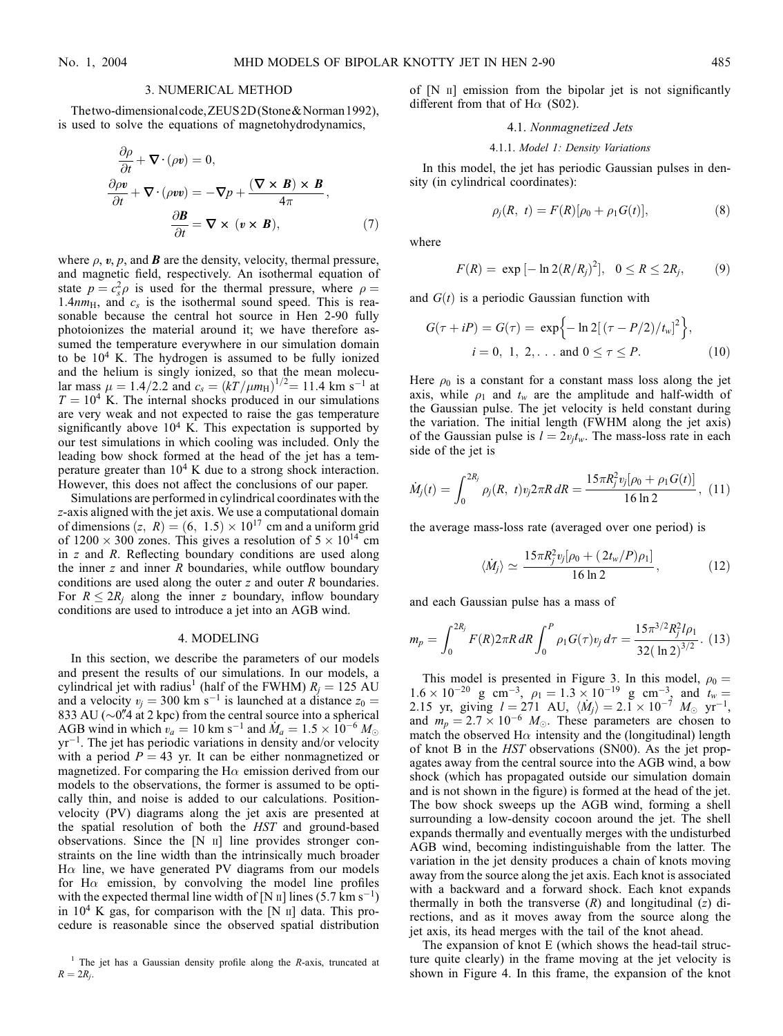## 3. NUMERICAL METHOD

The two-dimensional code, ZEUS 2D (Stone & Norman 1992), is used to solve the equations of magnetohydrodynamics,

$$\frac{\partial \rho}{\partial t} + \nabla \cdot (\rho \boldsymbol{v}) = 0,$$

$$\frac{\partial \rho \boldsymbol{v}}{\partial t} + \nabla \cdot (\rho \boldsymbol{v}\boldsymbol{v}) = -\nabla p + \frac{(\nabla \times \boldsymbol{B}) \times \boldsymbol{B}}{4\pi},$$

$$\frac{\partial \boldsymbol{B}}{\partial t} = \nabla \times (\boldsymbol{v} \times \boldsymbol{B}), \tag{7}$$

where $\rho$, $\boldsymbol{v}$, $p$, and $\boldsymbol{B}$ are the density, velocity, thermal pressure, and magnetic field, respectively. An isothermal equation of state $p = c_s^2 \rho$ is used for the thermal pressure, where $\rho = 1.4 n m_{\rm H}$, and $c_s$ is the isothermal sound speed. This is reasonable because the central hot source in Hen 2-90 fully photoionizes the material around it; we have therefore assumed the temperature everywhere in our simulation domain to be $10^4$ K. The hydrogen is assumed to be fully ionized and the helium is singly ionized, so that the mean molecular mass $\mu = 1.4/2.2$ and $c_s = (kT/\mu m_{\rm H})^{1/2} = 11.4$ km s$^{-1}$ at $T = 10^4$ K. The internal shocks produced in our simulations are very weak and not expected to raise the gas temperature significantly above $10^4$ K. This expectation is supported by our test simulations in which cooling was included. Only the leading bow shock formed at the head of the jet has a temperature greater than $10^4$ K due to a strong shock interaction. However, this does not affect the conclusions of our paper.

Simulations are performed in cylindrical coordinates with the $z$-axis aligned with the jet axis. We use a computational domain of dimensions $(z, R) = (6, 1.5) \times 10^{17}$ cm and a uniform grid of $1200 \times 300$ zones. This gives a resolution of $5 \times 10^{14}$ cm in $z$ and $R$. Reflecting boundary conditions are used along the inner $z$ and inner $R$ boundaries, while outflow boundary conditions are used along the outer $z$ and outer $R$ boundaries. For $R \le 2R_j$ along the inner $z$ boundary, inflow boundary conditions are used to introduce a jet into an AGB wind.

## 4. MODELING

In this section, we describe the parameters of our models and present the results of our simulations. In our models, a cylindrical jet with radius[1] (half of the FWHM) $R_j = 125$ AU and a velocity $v_j = 300$ km s$^{-1}$ is launched at a distance $z_0 = 833$ AU ($\sim$0.″4 at 2 kpc) from the central source into a spherical AGB wind in which $v_a = 10$ km s$^{-1}$ and $\dot{M}_a = 1.5 \times 10^{-6}$ $M_\odot$ yr$^{-1}$. The jet has periodic variations in density and/or velocity with a period $P = 43$ yr. It can be either nonmagnetized or magnetized. For comparing the H$\alpha$ emission derived from our models to the observations, the former is assumed to be optically thin, and noise is added to our calculations. Position-velocity (PV) diagrams along the jet axis are presented at the spatial resolution of both the *HST* and ground-based observations. Since the [N II] line provides stronger constraints on the line width than the intrinsically much broader H$\alpha$ line, we have generated PV diagrams from our models for H$\alpha$ emission, by convolving the model line profiles with the expected thermal line width of [N II] lines (5.7 km s$^{-1}$) in $10^4$ K gas, for comparison with the [N II] data. This procedure is reasonable since the observed spatial distribution of [N II] emission from the bipolar jet is not significantly different from that of H$\alpha$ (S02).

[1] The jet has a Gaussian density profile along the $R$-axis, truncated at $R = 2R_j$.

### 4.1. *Nonmagnetized Jets*

#### 4.1.1. *Model 1: Density Variations*

In this model, the jet has periodic Gaussian pulses in density (in cylindrical coordinates):

$$\rho_j(R, t) = F(R)[\rho_0 + \rho_1 G(t)], \tag{8}$$

where

$$F(R) = \exp\left[-\ln 2 (R/R_j)^2\right], \quad 0 \le R \le 2R_j, \tag{9}$$

and $G(t)$ is a periodic Gaussian function with

$$G(\tau + iP) = G(\tau) = \exp\left\{-\ln 2\left[(\tau - P/2)/t_w\right]^2\right\},$$
$$i = 0, 1, 2, \ldots \text{ and } 0 \le \tau \le P. \tag{10}$$

Here $\rho_0$ is a constant for a constant mass loss along the jet axis, while $\rho_1$ and $t_w$ are the amplitude and half-width of the Gaussian pulse. The jet velocity is held constant during the variation. The initial length (FWHM along the jet axis) of the Gaussian pulse is $l = 2v_j t_w$. The mass-loss rate in each side of the jet is

$$\dot{M}_j(t) = \int_0^{2R_j} \rho_j(R, t) v_j 2\pi R \, dR = \frac{15\pi R_j^2 v_j[\rho_0 + \rho_1 G(t)]}{16 \ln 2}, \tag{11}$$

the average mass-loss rate (averaged over one period) is

$$\langle \dot{M}_j \rangle \simeq \frac{15\pi R_j^2 v_j[\rho_0 + (2t_w/P)\rho_1]}{16 \ln 2}, \tag{12}$$

and each Gaussian pulse has a mass of

$$m_p = \int_0^{2R_j} F(R) 2\pi R \, dR \int_0^P \rho_1 G(\tau) v_j \, d\tau = \frac{15\pi^{3/2} R_j^2 l \rho_1}{32(\ln 2)^{3/2}}. \tag{13}$$

This model is presented in Figure 3. In this model, $\rho_0 = 1.6 \times 10^{-20}$ g cm$^{-3}$, $\rho_1 = 1.3 \times 10^{-19}$ g cm$^{-3}$, and $t_w = 2.15$ yr, giving $l = 271$ AU, $\langle \dot{M}_j \rangle = 2.1 \times 10^{-7}$ $M_\odot$ yr$^{-1}$, and $m_p = 2.7 \times 10^{-6}$ $M_\odot$. These parameters are chosen to match the observed H$\alpha$ intensity and the (longitudinal) length of knot B in the *HST* observations (SN00). As the jet propagates away from the central source into the AGB wind, a bow shock (which has propagated outside our simulation domain and is not shown in the figure) is formed at the head of the jet. The bow shock sweeps up the AGB wind, forming a shell surrounding a low-density cocoon around the jet. The shell expands thermally and eventually merges with the undisturbed AGB wind, becoming indistinguishable from the latter. The variation in the jet density produces a chain of knots moving away from the source along the jet axis. Each knot is associated with a backward and a forward shock. Each knot expands thermally in both the transverse ($R$) and longitudinal ($z$) directions, and as it moves away from the source along the jet axis, its head merges with the tail of the knot ahead.

The expansion of knot E (which shows the head-tail structure quite clearly) in the frame moving at the jet velocity is shown in Figure 4. In this frame, the expansion of the knot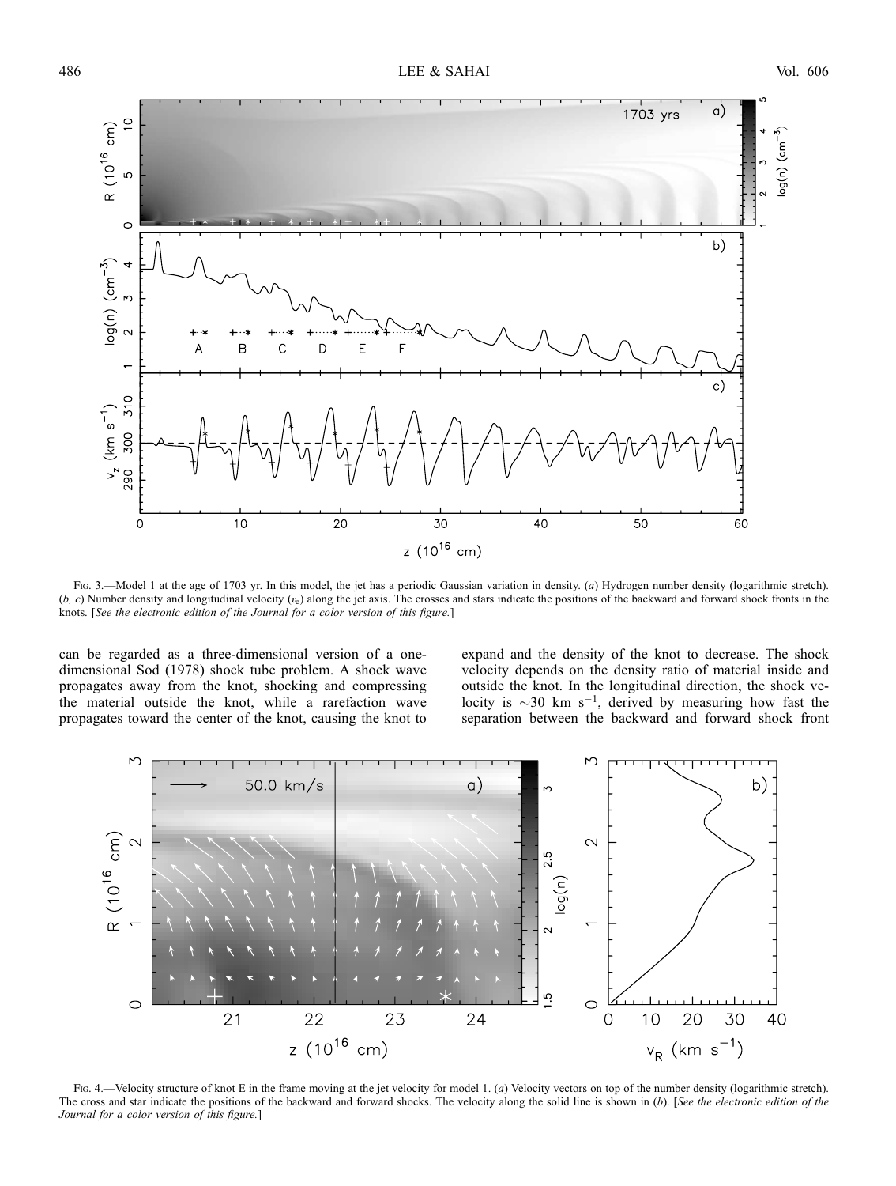FIG. 3.—Model 1 at the age of 1703 yr. In this model, the jet has a periodic Gaussian variation in density. (*a*) Hydrogen number density (logarithmic stretch). (*b, c*) Number density and longitudinal velocity ($v_z$) along the jet axis. The crosses and stars indicate the positions of the backward and forward shock fronts in the knots. [*See the electronic edition of the Journal for a color version of this figure.*]

can be regarded as a three-dimensional version of a one-dimensional Sod (1978) shock tube problem. A shock wave propagates away from the knot, shocking and compressing the material outside the knot, while a rarefaction wave propagates toward the center of the knot, causing the knot to expand and the density of the knot to decrease. The shock velocity depends on the density ratio of material inside and outside the knot. In the longitudinal direction, the shock velocity is $\sim$30 km s$^{-1}$, derived by measuring how fast the separation between the backward and forward shock front

FIG. 4.—Velocity structure of knot E in the frame moving at the jet velocity for model 1. (*a*) Velocity vectors on top of the number density (logarithmic stretch). The cross and star indicate the positions of the backward and forward shocks. The velocity along the solid line is shown in (*b*). [*See the electronic edition of the Journal for a color version of this figure.*]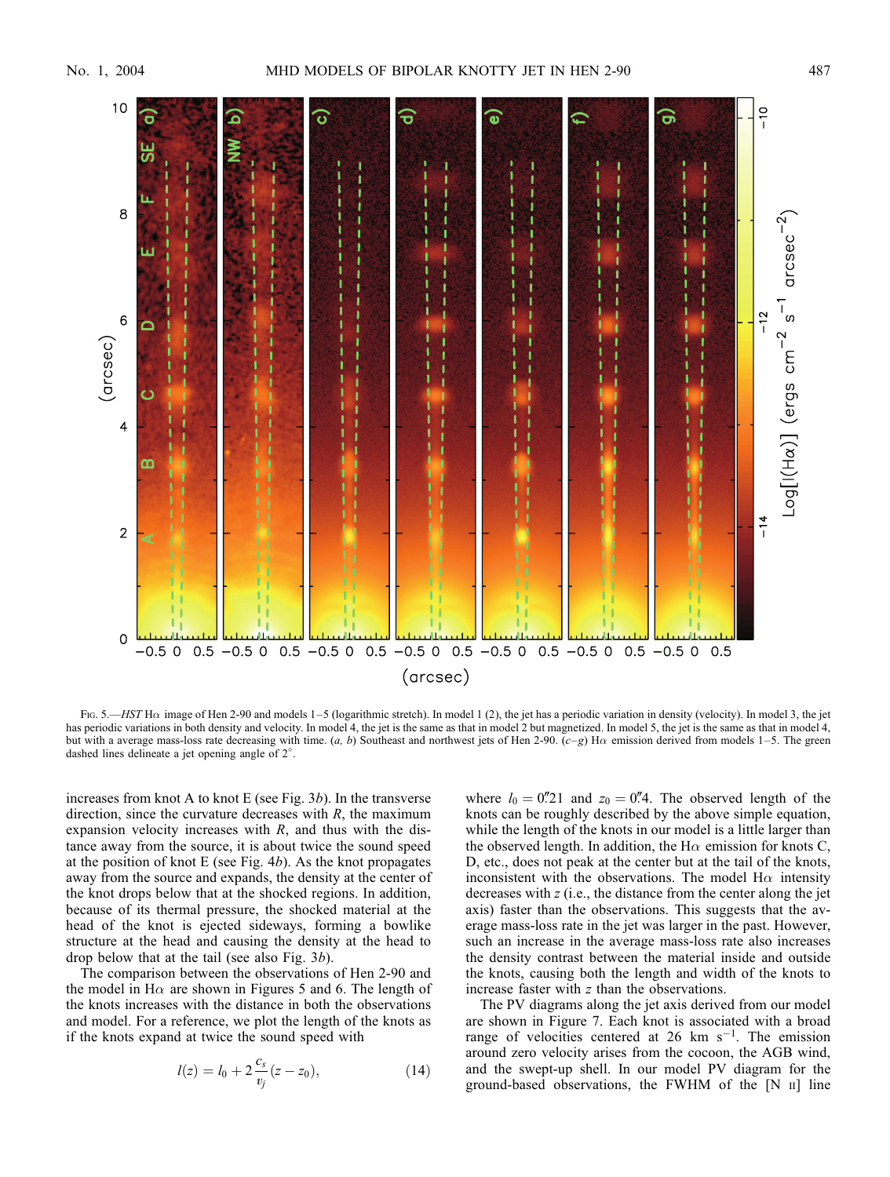FIG. 5.—*HST* Hα image of Hen 2-90 and models 1–5 (logarithmic stretch). In model 1 (2), the jet has a periodic variation in density (velocity). In model 3, the jet has periodic variations in both density and velocity. In model 4, the jet is the same as that in model 2 but magnetized. In model 5, the jet is the same as that in model 4, but with a average mass-loss rate decreasing with time. (*a*, *b*) Southeast and northwest jets of Hen 2-90. (*c*–*g*) Hα emission derived from models 1–5. The green dashed lines delineate a jet opening angle of 2°.

increases from knot A to knot E (see Fig. 3*b*). In the transverse direction, since the curvature decreases with *R*, the maximum expansion velocity increases with *R*, and thus with the distance away from the source, it is about twice the sound speed at the position of knot E (see Fig. 4*b*). As the knot propagates away from the source and expands, the density at the center of the knot drops below that at the shocked regions. In addition, because of its thermal pressure, the shocked material at the head of the knot is ejected sideways, forming a bowlike structure at the head and causing the density at the head to drop below that at the tail (see also Fig. 3*b*).

The comparison between the observations of Hen 2-90 and the model in Hα are shown in Figures 5 and 6. The length of the knots increases with the distance in both the observations and model. For a reference, we plot the length of the knots as if the knots expand at twice the sound speed with

$$l(z) = l_0 + 2\frac{c_s}{v_j}(z - z_0), \tag{14}$$

where $l_0 = 0''.21$ and $z_0 = 0''.4$. The observed length of the knots can be roughly described by the above simple equation, while the length of the knots in our model is a little larger than the observed length. In addition, the Hα emission for knots C, D, etc., does not peak at the center but at the tail of the knots, inconsistent with the observations. The model Hα intensity decreases with *z* (i.e., the distance from the center along the jet axis) faster than the observations. This suggests that the average mass-loss rate in the jet was larger in the past. However, such an increase in the average mass-loss rate also increases the density contrast between the material inside and outside the knots, causing both the length and width of the knots to increase faster with *z* than the observations.

The PV diagrams along the jet axis derived from our model are shown in Figure 7. Each knot is associated with a broad range of velocities centered at 26 km s$^{-1}$. The emission around zero velocity arises from the cocoon, the AGB wind, and the swept-up shell. In our model PV diagram for the ground-based observations, the FWHM of the [N II] line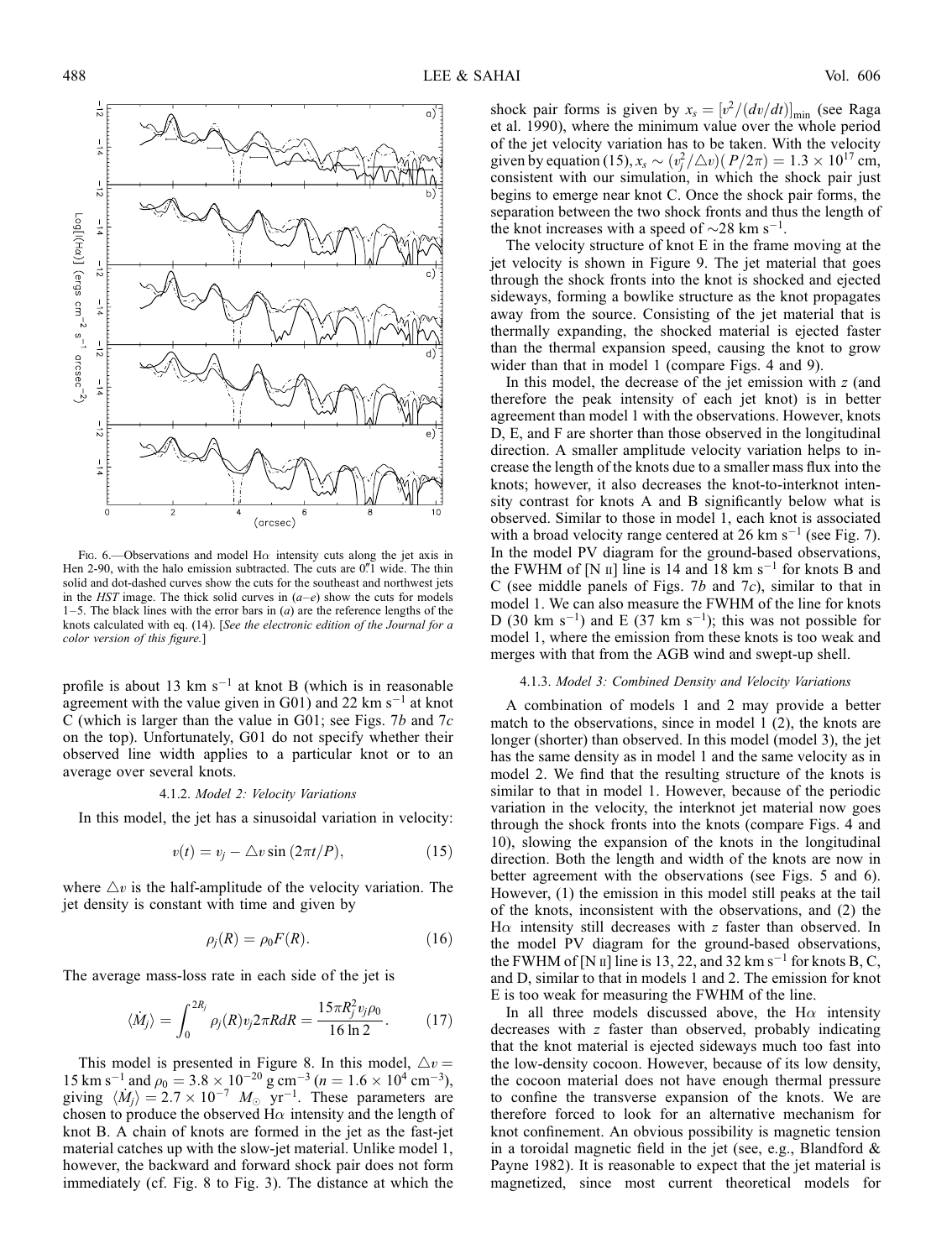FIG. 6.—Observations and model Hα intensity cuts along the jet axis in Hen 2-90, with the halo emission subtracted. The cuts are 0".1 wide. The thin solid and dot-dashed curves show the cuts for the southeast and northwest jets in the *HST* image. The thick solid curves in (*a*–*e*) show the cuts for models 1–5. The black lines with the error bars in (*a*) are the reference lengths of the knots calculated with eq. (14). [*See the electronic edition of the Journal for a color version of this figure.*]

profile is about 13 km s$^{-1}$ at knot B (which is in reasonable agreement with the value given in G01) and 22 km s$^{-1}$ at knot C (which is larger than the value in G01; see Figs. 7*b* and 7*c* on the top). Unfortunately, G01 do not specify whether their observed line width applies to a particular knot or to an average over several knots.

#### 4.1.2. *Model 2: Velocity Variations*

In this model, the jet has a sinusoidal variation in velocity:

$$v(t) = v_j - \triangle v \sin(2\pi t/P), \tag{15}$$

where $\triangle v$ is the half-amplitude of the velocity variation. The jet density is constant with time and given by

$$\rho_j(R) = \rho_0 F(R). \tag{16}$$

The average mass-loss rate in each side of the jet is

$$\langle \dot{M}_j \rangle = \int_0^{2R_j} \rho_j(R) v_j 2\pi R dR = \frac{15\pi R_j^2 v_j \rho_0}{16 \ln 2}. \tag{17}$$

This model is presented in Figure 8. In this model, $\triangle v = 15$ km s$^{-1}$ and $\rho_0 = 3.8 \times 10^{-20}$ g cm$^{-3}$ ($n = 1.6 \times 10^4$ cm$^{-3}$), giving $\langle \dot{M}_j \rangle = 2.7 \times 10^{-7}$ $M_\odot$ yr$^{-1}$. These parameters are chosen to produce the observed Hα intensity and the length of knot B. A chain of knots are formed in the jet as the fast-jet material catches up with the slow-jet material. Unlike model 1, however, the backward and forward shock pair does not form immediately (cf. Fig. 8 to Fig. 3). The distance at which the shock pair forms is given by $x_s = [v^2/(dv/dt)]_{\min}$ (see Raga et al. 1990), where the minimum value over the whole period of the jet velocity variation has to be taken. With the velocity given by equation (15), $x_s \sim (v_j^2/\triangle v)(P/2\pi) = 1.3 \times 10^{17}$ cm, consistent with our simulation, in which the shock pair just begins to emerge near knot C. Once the shock pair forms, the separation between the two shock fronts and thus the length of the knot increases with a speed of ~28 km s$^{-1}$.

The velocity structure of knot E in the frame moving at the jet velocity is shown in Figure 9. The jet material that goes through the shock fronts into the knot is shocked and ejected sideways, forming a bowlike structure as the knot propagates away from the source. Consisting of the jet material that is thermally expanding, the shocked material is ejected faster than the thermal expansion speed, causing the knot to grow wider than that in model 1 (compare Figs. 4 and 9).

In this model, the decrease of the jet emission with $z$ (and therefore the peak intensity of each jet knot) is in better agreement than model 1 with the observations. However, knots D, E, and F are shorter than those observed in the longitudinal direction. A smaller amplitude velocity variation helps to increase the length of the knots due to a smaller mass flux into the knots; however, it also decreases the knot-to-interknot intensity contrast for knots A and B significantly below what is observed. Similar to those in model 1, each knot is associated with a broad velocity range centered at 26 km s$^{-1}$ (see Fig. 7). In the model PV diagram for the ground-based observations, the FWHM of [N II] line is 14 and 18 km s$^{-1}$ for knots B and C (see middle panels of Figs. 7*b* and 7*c*), similar to that in model 1. We can also measure the FWHM of the line for knots D (30 km s$^{-1}$) and E (37 km s$^{-1}$); this was not possible for model 1, where the emission from these knots is too weak and merges with that from the AGB wind and swept-up shell.

#### 4.1.3. *Model 3: Combined Density and Velocity Variations*

A combination of models 1 and 2 may provide a better match to the observations, since in model 1 (2), the knots are longer (shorter) than observed. In this model (model 3), the jet has the same density as in model 1 and the same velocity as in model 2. We find that the resulting structure of the knots is similar to that in model 1. However, because of the periodic variation in the velocity, the interknot jet material now goes through the shock fronts into the knots (compare Figs. 4 and 10), slowing the expansion of the knots in the longitudinal direction. Both the length and width of the knots are now in better agreement with the observations (see Figs. 5 and 6). However, (1) the emission in this model still peaks at the tail of the knots, inconsistent with the observations, and (2) the Hα intensity still decreases with $z$ faster than observed. In the model PV diagram for the ground-based observations, the FWHM of [N II] line is 13, 22, and 32 km s$^{-1}$ for knots B, C, and D, similar to that in models 1 and 2. The emission for knot E is too weak for measuring the FWHM of the line.

In all three models discussed above, the Hα intensity decreases with $z$ faster than observed, probably indicating that the knot material is ejected sideways much too fast into the low-density cocoon. However, because of its low density, the cocoon material does not have enough thermal pressure to confine the transverse expansion of the knots. We are therefore forced to look for an alternative mechanism for knot confinement. An obvious possibility is magnetic tension in a toroidal magnetic field in the jet (see, e.g., Blandford & Payne 1982). It is reasonable to expect that the jet material is magnetized, since most current theoretical models for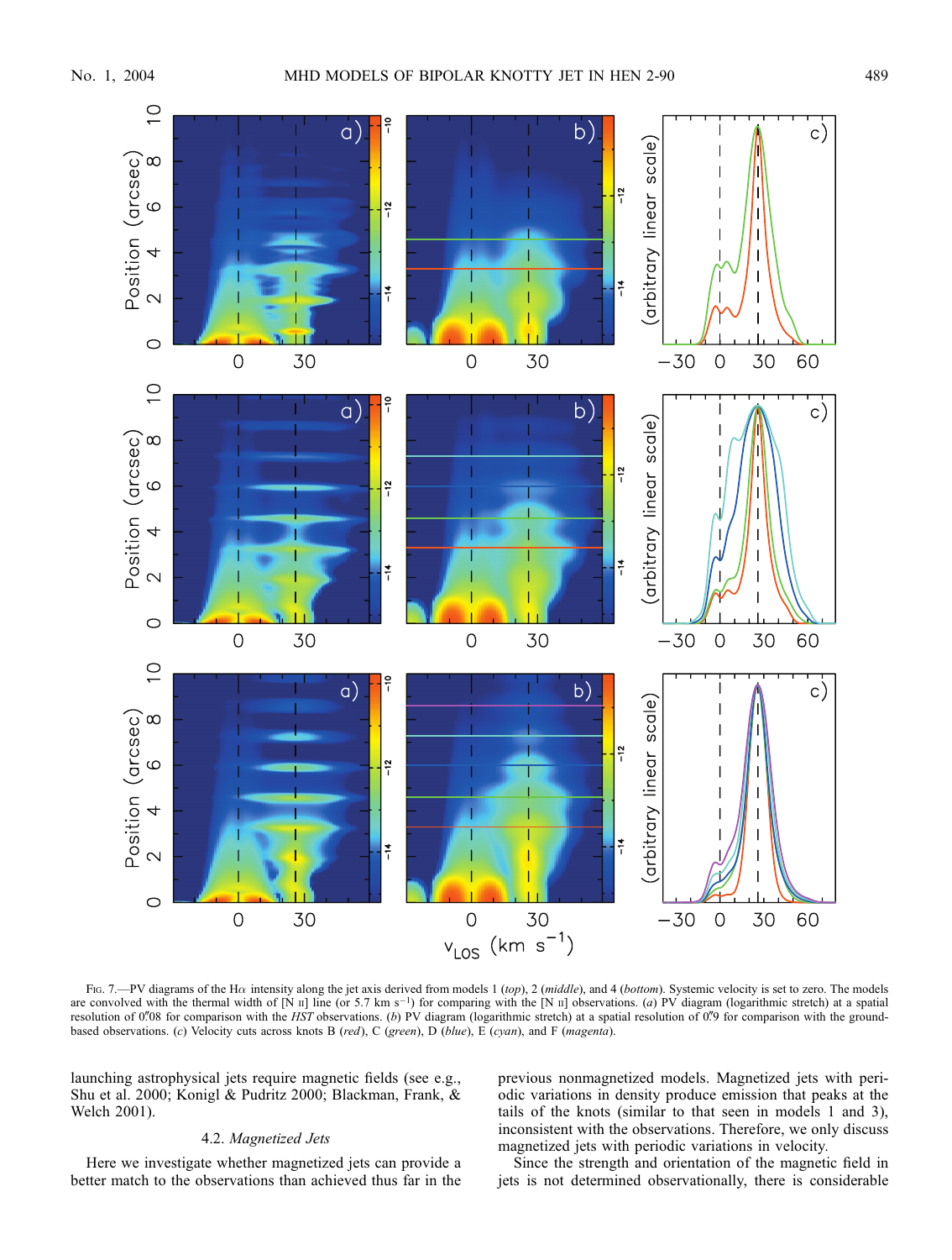Fig. 7.—PV diagrams of the H$\alpha$ intensity along the jet axis derived from models 1 (*top*), 2 (*middle*), and 4 (*bottom*). Systemic velocity is set to zero. The models are convolved with the thermal width of [N II] line (or 5.7 km s$^{-1}$) for comparing with the [N II] observations. (*a*) PV diagram (logarithmic stretch) at a spatial resolution of 0″08 for comparison with the *HST* observations. (*b*) PV diagram (logarithmic stretch) at a spatial resolution of 0″9 for comparison with the ground-based observations. (*c*) Velocity cuts across knots B (*red*), C (*green*), D (*blue*), E (*cyan*), and F (*magenta*).

launching astrophysical jets require magnetic fields (see e.g., Shu et al. 2000; Konigl & Pudritz 2000; Blackman, Frank, & Welch 2001).

### 4.2. *Magnetized Jets*

Here we investigate whether magnetized jets can provide a better match to the observations than achieved thus far in the previous nonmagnetized models. Magnetized jets with periodic variations in density produce emission that peaks at the tails of the knots (similar to that seen in models 1 and 3), inconsistent with the observations. Therefore, we only discuss magnetized jets with periodic variations in velocity.

Since the strength and orientation of the magnetic field in jets is not determined observationally, there is considerable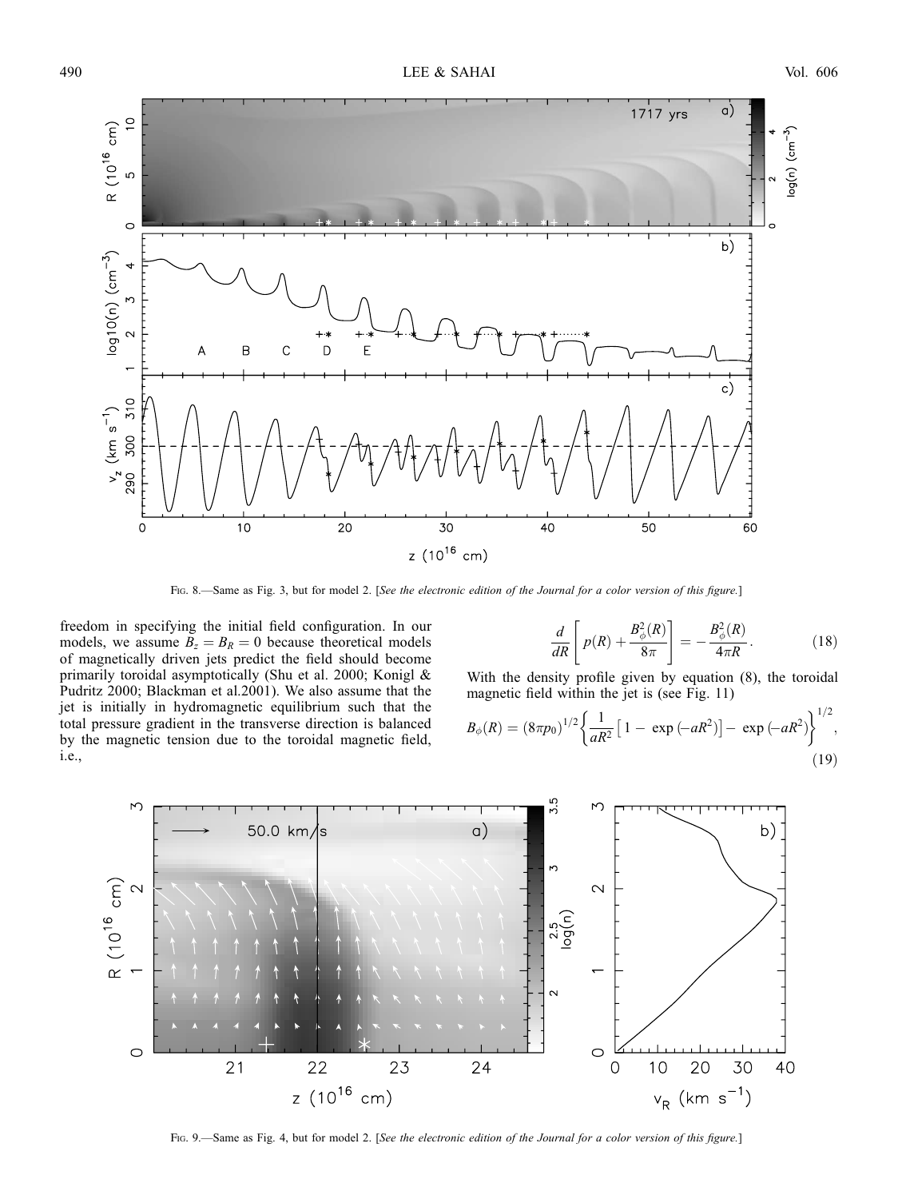FIG. 8.—Same as Fig. 3, but for model 2. [*See the electronic edition of the Journal for a color version of this figure.*]

freedom in specifying the initial field configuration. In our models, we assume $B_z = B_R = 0$ because theoretical models of magnetically driven jets predict the field should become primarily toroidal asymptotically (Shu et al. 2000; Konigl & Pudritz 2000; Blackman et al.2001). We also assume that the jet is initially in hydromagnetic equilibrium such that the total pressure gradient in the transverse direction is balanced by the magnetic tension due to the toroidal magnetic field, i.e.,

$$\frac{d}{dR}\left[p(R) + \frac{B_\phi^2(R)}{8\pi}\right] = -\frac{B_\phi^2(R)}{4\pi R}. \tag{18}$$

With the density profile given by equation (8), the toroidal magnetic field within the jet is (see Fig. 11)

$$B_\phi(R) = (8\pi p_0)^{1/2}\left\{\frac{1}{aR^2}\left[1 - \exp(-aR^2)\right] - \exp(-aR^2)\right\}^{1/2}, \tag{19}$$

FIG. 9.—Same as Fig. 4, but for model 2. [*See the electronic edition of the Journal for a color version of this figure.*]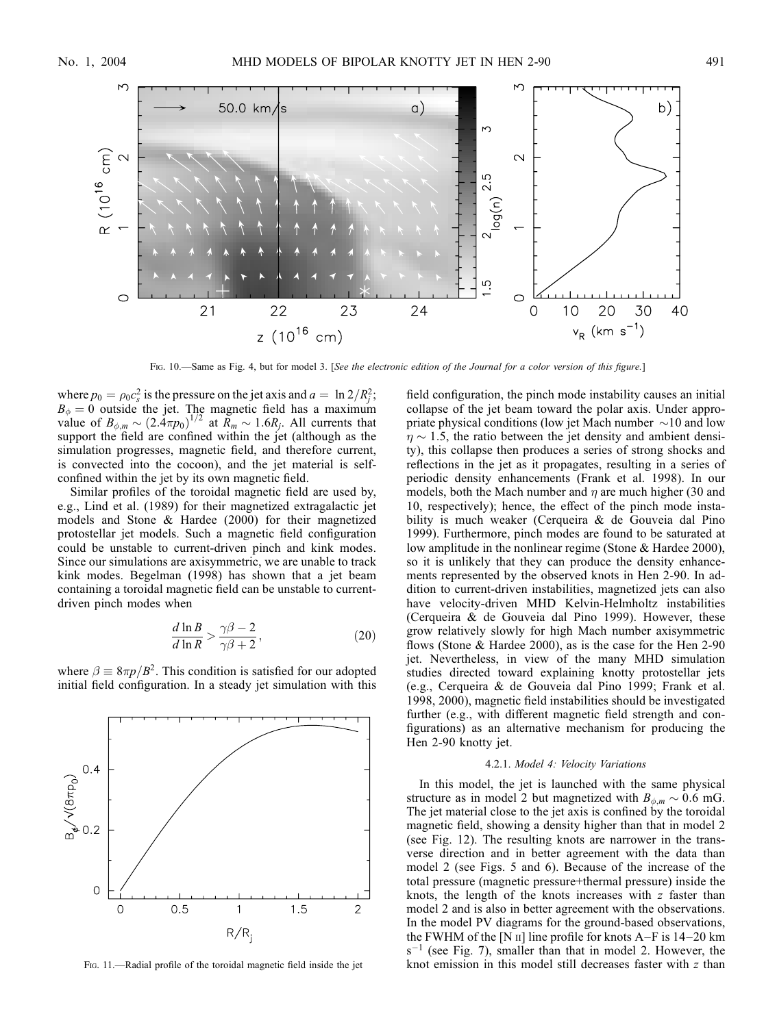FIG. 10.—Same as Fig. 4, but for model 3. [*See the electronic edition of the Journal for a color version of this figure.*]

where $p_0 = \rho_0 c_s^2$ is the pressure on the jet axis and $a = \ln 2/R_j^2$; $B_\phi = 0$ outside the jet. The magnetic field has a maximum value of $B_{\phi,m} \sim (2.4\pi p_0)^{1/2}$ at $R_m \sim 1.6R_j$. All currents that support the field are confined within the jet (although as the simulation progresses, magnetic field, and therefore current, is convected into the cocoon), and the jet material is self-confined within the jet by its own magnetic field.

Similar profiles of the toroidal magnetic field are used by, e.g., Lind et al. (1989) for their magnetized extragalactic jet models and Stone & Hardee (2000) for their magnetized protostellar jet models. Such a magnetic field configuration could be unstable to current-driven pinch and kink modes. Since our simulations are axisymmetric, we are unable to track kink modes. Begelman (1998) has shown that a jet beam containing a toroidal magnetic field can be unstable to current-driven pinch modes when

$$\frac{d \ln B}{d \ln R} > \frac{\gamma\beta - 2}{\gamma\beta + 2}, \tag{20}$$

where $\beta \equiv 8\pi p/B^2$. This condition is satisfied for our adopted initial field configuration. In a steady jet simulation with this field configuration, the pinch mode instability causes an initial collapse of the jet beam toward the polar axis. Under appropriate physical conditions (low jet Mach number $\sim$10 and low $\eta \sim 1.5$, the ratio between the jet density and ambient density), this collapse then produces a series of strong shocks and reflections in the jet as it propagates, resulting in a series of periodic density enhancements (Frank et al. 1998). In our models, both the Mach number and $\eta$ are much higher (30 and 10, respectively); hence, the effect of the pinch mode instability is much weaker (Cerqueira & de Gouveia dal Pino 1999). Furthermore, pinch modes are found to be saturated at low amplitude in the nonlinear regime (Stone & Hardee 2000), so it is unlikely that they can produce the density enhancements represented by the observed knots in Hen 2-90. In addition to current-driven instabilities, magnetized jets can also have velocity-driven MHD Kelvin-Helmholtz instabilities (Cerqueira & de Gouveia dal Pino 1999). However, these grow relatively slowly for high Mach number axisymmetric flows (Stone & Hardee 2000), as is the case for the Hen 2-90 jet. Nevertheless, in view of the many MHD simulation studies directed toward explaining knotty protostellar jets (e.g., Cerqueira & de Gouveia dal Pino 1999; Frank et al. 1998, 2000), magnetic field instabilities should be investigated further (e.g., with different magnetic field strength and configurations) as an alternative mechanism for producing the Hen 2-90 knotty jet.

FIG. 11.—Radial profile of the toroidal magnetic field inside the jet

#### 4.2.1. *Model 4: Velocity Variations*

In this model, the jet is launched with the same physical structure as in model 2 but magnetized with $B_{\phi,m} \sim 0.6$ mG. The jet material close to the jet axis is confined by the toroidal magnetic field, showing a density higher than that in model 2 (see Fig. 12). The resulting knots are narrower in the transverse direction and in better agreement with the data than model 2 (see Figs. 5 and 6). Because of the increase of the total pressure (magnetic pressure+thermal pressure) inside the knots, the length of the knots increases with $z$ faster than model 2 and is also in better agreement with the observations. In the model PV diagrams for the ground-based observations, the FWHM of the [N II] line profile for knots A–F is 14–20 km s$^{-1}$ (see Fig. 7), smaller than that in model 2. However, the knot emission in this model still decreases faster with $z$ than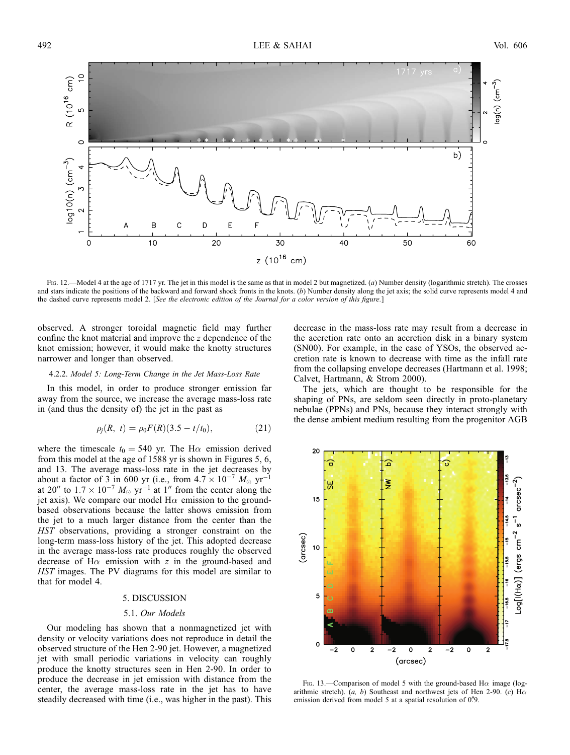FIG. 12.—Model 4 at the age of 1717 yr. The jet in this model is the same as that in model 2 but magnetized. (*a*) Number density (logarithmic stretch). The crosses and stars indicate the positions of the backward and forward shock fronts in the knots. (*b*) Number density along the jet axis; the solid curve represents model 4 and the dashed curve represents model 2. [*See the electronic edition of the Journal for a color version of this figure.*]

observed. A stronger toroidal magnetic field may further confine the knot material and improve the $z$ dependence of the knot emission; however, it would make the knotty structures narrower and longer than observed.

#### 4.2.2. *Model 5: Long-Term Change in the Jet Mass-Loss Rate*

In this model, in order to produce stronger emission far away from the source, we increase the average mass-loss rate in (and thus the density of) the jet in the past as

$$\rho_j(R, t) = \rho_0 F(R)(3.5 - t/t_0), \qquad (21)$$

where the timescale $t_0 = 540$ yr. The H$\alpha$ emission derived from this model at the age of 1588 yr is shown in Figures 5, 6, and 13. The average mass-loss rate in the jet decreases by about a factor of 3 in 600 yr (i.e., from $4.7 \times 10^{-7}$ $M_\odot$ yr$^{-1}$ at 20″ to $1.7 \times 10^{-7}$ $M_\odot$ yr$^{-1}$ at 1″ from the center along the jet axis). We compare our model H$\alpha$ emission to the ground-based observations because the latter shows emission from the jet to a much larger distance from the center than the *HST* observations, providing a stronger constraint on the long-term mass-loss history of the jet. This adopted decrease in the average mass-loss rate produces roughly the observed decrease of H$\alpha$ emission with $z$ in the ground-based and *HST* images. The PV diagrams for this model are similar to that for model 4.

## 5. DISCUSSION

### 5.1. *Our Models*

Our modeling has shown that a nonmagnetized jet with density or velocity variations does not reproduce in detail the observed structure of the Hen 2-90 jet. However, a magnetized jet with small periodic variations in velocity can roughly produce the knotty structures seen in Hen 2-90. In order to produce the decrease in jet emission with distance from the center, the average mass-loss rate in the jet has to have steadily decreased with time (i.e., was higher in the past). This decrease in the mass-loss rate may result from a decrease in the accretion rate onto an accretion disk in a binary system (SN00). For example, in the case of YSOs, the observed accretion rate is known to decrease with time as the infall rate from the collapsing envelope decreases (Hartmann et al. 1998; Calvet, Hartmann, & Strom 2000).

The jets, which are thought to be responsible for the shaping of PNs, are seldom seen directly in proto-planetary nebulae (PPNs) and PNs, because they interact strongly with the dense ambient medium resulting from the progenitor AGB

FIG. 13.—Comparison of model 5 with the ground-based H$\alpha$ image (logarithmic stretch). (*a, b*) Southeast and northwest jets of Hen 2-90. (*c*) H$\alpha$ emission derived from model 5 at a spatial resolution of 0″.9.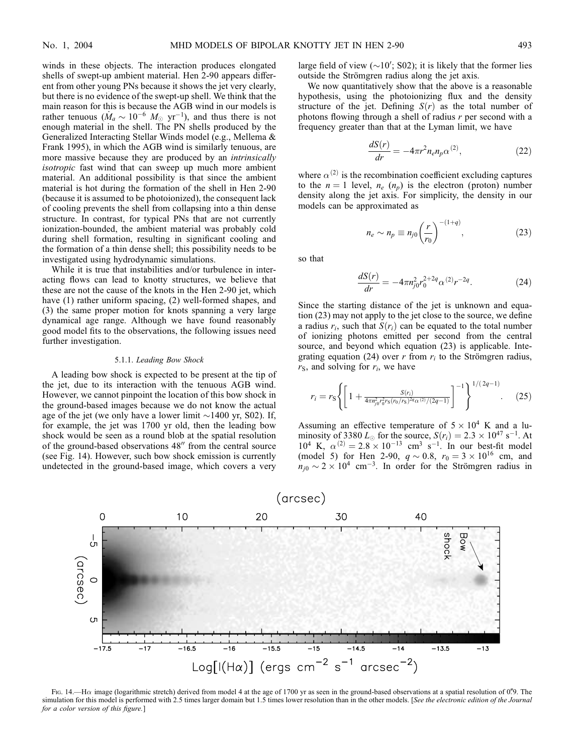winds in these objects. The interaction produces elongated shells of swept-up ambient material. Hen 2-90 appears different from other young PNs because it shows the jet very clearly, but there is no evidence of the swept-up shell. We think that the main reason for this is because the AGB wind in our models is rather tenuous ($\dot{M}_a \sim 10^{-6}\ M_\odot\ \mathrm{yr}^{-1}$), and thus there is not enough material in the shell. The PN shells produced by the Generalized Interacting Stellar Winds model (e.g., Mellema & Frank 1995), in which the AGB wind is similarly tenuous, are more massive because they are produced by an *intrinsically isotropic* fast wind that can sweep up much more ambient material. An additional possibility is that since the ambient material is hot during the formation of the shell in Hen 2-90 (because it is assumed to be photoionized), the consequent lack of cooling prevents the shell from collapsing into a thin dense structure. In contrast, for typical PNs that are not currently ionization-bounded, the ambient material was probably cold during shell formation, resulting in significant cooling and the formation of a thin dense shell; this possibility needs to be investigated using hydrodynamic simulations.

While it is true that instabilities and/or turbulence in interacting flows can lead to knotty structures, we believe that these are not the cause of the knots in the Hen 2-90 jet, which have (1) rather uniform spacing, (2) well-formed shapes, and (3) the same proper motion for knots spanning a very large dynamical age range. Although we have found reasonably good model fits to the observations, the following issues need further investigation.

#### 5.1.1. *Leading Bow Shock*

A leading bow shock is expected to be present at the tip of the jet, due to its interaction with the tenuous AGB wind. However, we cannot pinpoint the location of this bow shock in the ground-based images because we do not know the actual age of the jet (we only have a lower limit ~1400 yr, S02). If, for example, the jet was 1700 yr old, then the leading bow shock would be seen as a round blob at the spatial resolution of the ground-based observations 48″ from the central source (see Fig. 14). However, such bow shock emission is currently undetected in the ground-based image, which covers a very large field of view (~10′; S02); it is likely that the former lies outside the Strömgren radius along the jet axis.

We now quantitatively show that the above is a reasonable hypothesis, using the photoionizing flux and the density structure of the jet. Defining $S(r)$ as the total number of photons flowing through a shell of radius $r$ per second with a frequency greater than that at the Lyman limit, we have

$$\frac{dS(r)}{dr} = -4\pi r^2 n_e n_p \alpha^{(2)}, \tag{22}$$

where $\alpha^{(2)}$ is the recombination coefficient excluding captures to the $n = 1$ level, $n_e$ ($n_p$) is the electron (proton) number density along the jet axis. For simplicity, the density in our models can be approximated as

$$n_e \sim n_p \equiv n_{j0}\left(\frac{r}{r_0}\right)^{-(1+q)}, \tag{23}$$

so that

$$\frac{dS(r)}{dr} = -4\pi n_{j0}^2 r_0^{2+2q} \alpha^{(2)} r^{-2q}. \tag{24}$$

Since the starting distance of the jet is unknown and equation (23) may not apply to the jet close to the source, we define a radius $r_i$, such that $S(r_i)$ can be equated to the total number of ionizing photons emitted per second from the central source, and beyond which equation (23) is applicable. Integrating equation (24) over $r$ from $r_i$ to the Strömgren radius, $r_\mathrm{S}$, and solving for $r_i$, we have

$$r_i = r_\mathrm{S}\left\{\left[1 + \frac{S(r_i)}{4\pi n_{j0}^2 r_0^2 r_\mathrm{S}(r_0/r_\mathrm{S})^{2q}\alpha^{(2)}/(2q-1)}\right]^{-1}\right\}^{1/(2q-1)}. \tag{25}$$

Assuming an effective temperature of $5 \times 10^4$ K and a luminosity of 3380 $L_\odot$ for the source, $S(r_i) = 2.3 \times 10^{47}\ \mathrm{s}^{-1}$. At $10^4$ K, $\alpha^{(2)} = 2.8 \times 10^{-13}\ \mathrm{cm}^3\ \mathrm{s}^{-1}$. In our best-fit model (model 5) for Hen 2-90, $q \sim 0.8$, $r_0 = 3 \times 10^{16}$ cm, and $n_{j0} \sim 2 \times 10^4\ \mathrm{cm}^{-3}$. In order for the Strömgren radius in

Fig. 14.—Hα image (logarithmic stretch) derived from model 4 at the age of 1700 yr as seen in the ground-based observations at a spatial resolution of 0″.9. The simulation for this model is performed with 2.5 times larger domain but 1.5 times lower resolution than in the other models. [*See the electronic edition of the Journal for a color version of this figure.*]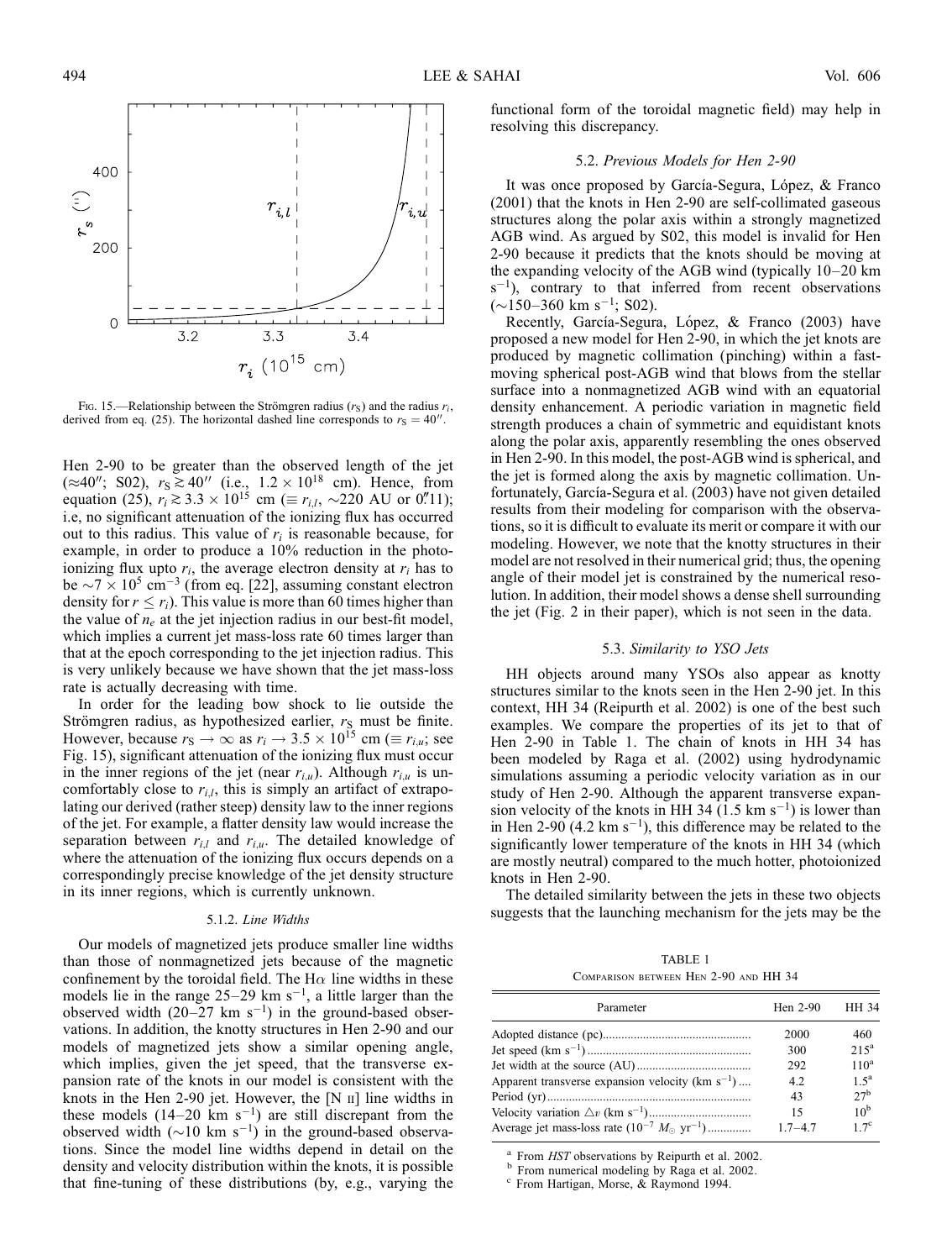FIG. 15.—Relationship between the Strömgren radius ($r_S$) and the radius $r_i$, derived from eq. (25). The horizontal dashed line corresponds to $r_S = 40''$.

Hen 2-90 to be greater than the observed length of the jet ($\approx 40''$; S02), $r_S \gtrsim 40''$ (i.e., $1.2 \times 10^{18}$ cm). Hence, from equation (25), $r_i \gtrsim 3.3 \times 10^{15}$ cm ($\equiv r_{i,l}$, $\sim$220 AU or $0\rlap{.}''11$); i.e, no significant attenuation of the ionizing flux has occurred out to this radius. This value of $r_i$ is reasonable because, for example, in order to produce a 10% reduction in the photoionizing flux upto $r_i$, the average electron density at $r_i$ has to be $\sim 7 \times 10^5$ cm$^{-3}$ (from eq. [22], assuming constant electron density for $r \leq r_i$). This value is more than 60 times higher than the value of $n_e$ at the jet injection radius in our best-fit model, which implies a current jet mass-loss rate 60 times larger than that at the epoch corresponding to the jet injection radius. This is very unlikely because we have shown that the jet mass-loss rate is actually decreasing with time.

In order for the leading bow shock to lie outside the Strömgren radius, as hypothesized earlier, $r_S$ must be finite. However, because $r_S \rightarrow \infty$ as $r_i \rightarrow 3.5 \times 10^{15}$ cm ($\equiv r_{i,u}$; see Fig. 15), significant attenuation of the ionizing flux must occur in the inner regions of the jet (near $r_{i,u}$). Although $r_{i,u}$ is uncomfortably close to $r_{i,l}$, this is simply an artifact of extrapolating our derived (rather steep) density law to the inner regions of the jet. For example, a flatter density law would increase the separation between $r_{i,l}$ and $r_{i,u}$. The detailed knowledge of where the attenuation of the ionizing flux occurs depends on a correspondingly precise knowledge of the jet density structure in its inner regions, which is currently unknown.

#### 5.1.2. *Line Widths*

Our models of magnetized jets produce smaller line widths than those of nonmagnetized jets because of the magnetic confinement by the toroidal field. The H$\alpha$ line widths in these models lie in the range 25–29 km s$^{-1}$, a little larger than the observed width (20–27 km s$^{-1}$) in the ground-based observations. In addition, the knotty structures in Hen 2-90 and our models of magnetized jets show a similar opening angle, which implies, given the jet speed, that the transverse expansion rate of the knots in our model is consistent with the knots in the Hen 2-90 jet. However, the [N II] line widths in these models (14–20 km s$^{-1}$) are still discrepant from the observed width ($\sim$10 km s$^{-1}$) in the ground-based observations. Since the model line widths depend in detail on the density and velocity distribution within the knots, it is possible that fine-tuning of these distributions (by, e.g., varying the functional form of the toroidal magnetic field) may help in resolving this discrepancy.

### 5.2. *Previous Models for Hen 2-90*

It was once proposed by García-Segura, López, & Franco (2001) that the knots in Hen 2-90 are self-collimated gaseous structures along the polar axis within a strongly magnetized AGB wind. As argued by S02, this model is invalid for Hen 2-90 because it predicts that the knots should be moving at the expanding velocity of the AGB wind (typically 10–20 km s$^{-1}$), contrary to that inferred from recent observations ($\sim$150–360 km s$^{-1}$; S02).

Recently, García-Segura, López, & Franco (2003) have proposed a new model for Hen 2-90, in which the jet knots are produced by magnetic collimation (pinching) within a fast-moving spherical post-AGB wind that blows from the stellar surface into a nonmagnetized AGB wind with an equatorial density enhancement. A periodic variation in magnetic field strength produces a chain of symmetric and equidistant knots along the polar axis, apparently resembling the ones observed in Hen 2-90. In this model, the post-AGB wind is spherical, and the jet is formed along the axis by magnetic collimation. Unfortunately, García-Segura et al. (2003) have not given detailed results from their modeling for comparison with the observations, so it is difficult to evaluate its merit or compare it with our modeling. However, we note that the knotty structures in their model are not resolved in their numerical grid; thus, the opening angle of their model jet is constrained by the numerical resolution. In addition, their model shows a dense shell surrounding the jet (Fig. 2 in their paper), which is not seen in the data.

### 5.3. *Similarity to YSO Jets*

HH objects around many YSOs also appear as knotty structures similar to the knots seen in the Hen 2-90 jet. In this context, HH 34 (Reipurth et al. 2002) is one of the best such examples. We compare the properties of its jet to that of Hen 2-90 in Table 1. The chain of knots in HH 34 has been modeled by Raga et al. (2002) using hydrodynamic simulations assuming a periodic velocity variation as in our study of Hen 2-90. Although the apparent transverse expansion velocity of the knots in HH 34 (1.5 km s$^{-1}$) is lower than in Hen 2-90 (4.2 km s$^{-1}$), this difference may be related to the significantly lower temperature of the knots in HH 34 (which are mostly neutral) compared to the much hotter, photoionized knots in Hen 2-90.

The detailed similarity between the jets in these two objects suggests that the launching mechanism for the jets may be the

TABLE 1
COMPARISON BETWEEN HEN 2-90 AND HH 34

| Parameter | Hen 2-90 | HH 34 |
|---|---|---|
| Adopted distance (pc) | 2000 | 460 |
| Jet speed (km s$^{-1}$) | 300 | 215[a] |
| Jet width at the source (AU) | 292 | 110[a] |
| Apparent transverse expansion velocity (km s$^{-1}$) | 4.2 | 1.5[a] |
| Period (yr) | 43 | 27[b] |
| Velocity variation $\triangle v$ (km s$^{-1}$) | 15 | 10[b] |
| Average jet mass-loss rate ($10^{-7}$ $M_\odot$ yr$^{-1}$) | 1.7–4.7 | 1.7[c] |

[a] From *HST* observations by Reipurth et al. 2002.
[b] From numerical modeling by Raga et al. 2002.
[c] From Hartigan, Morse, & Raymond 1994.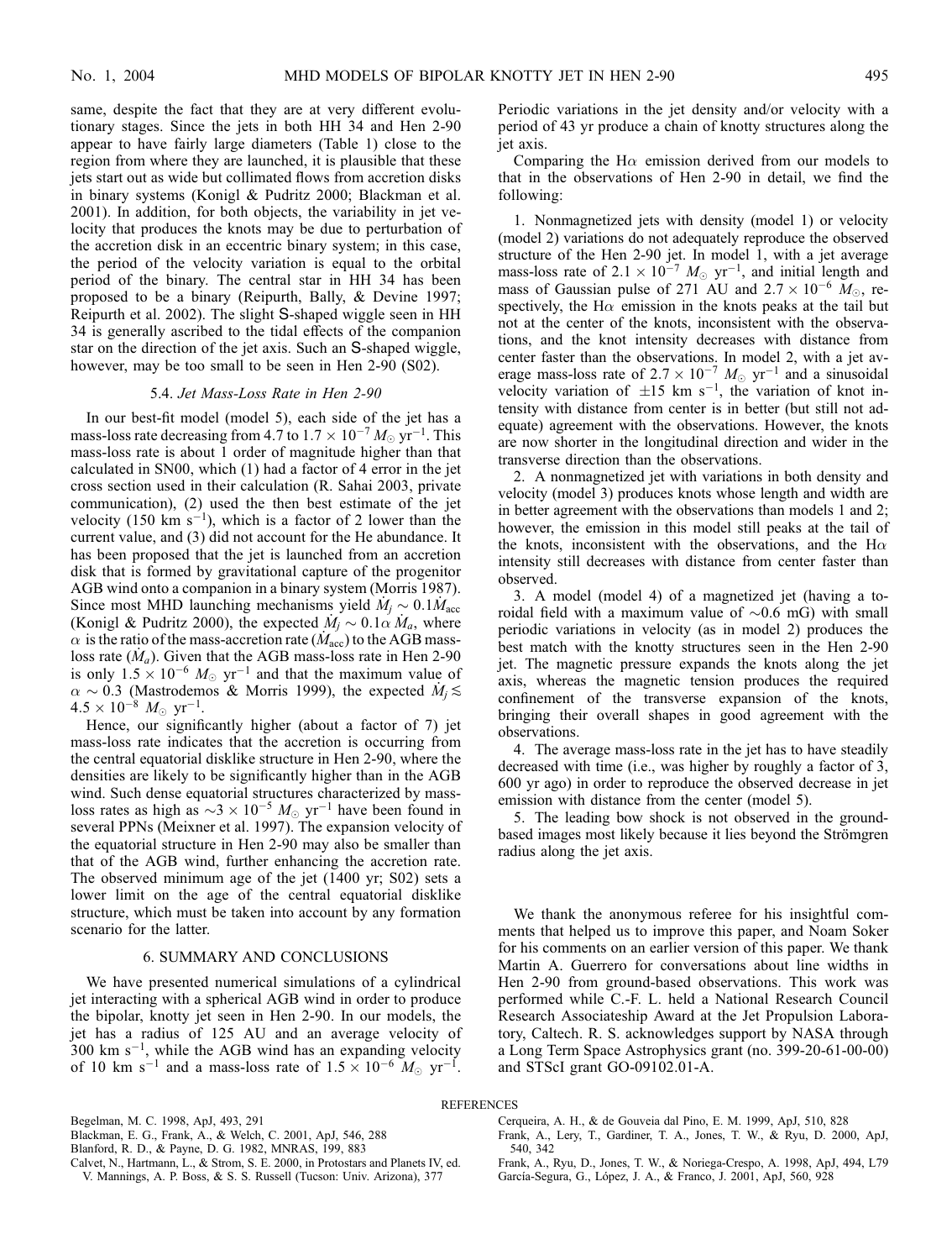same, despite the fact that they are at very different evolutionary stages. Since the jets in both HH 34 and Hen 2-90 appear to have fairly large diameters (Table 1) close to the region from where they are launched, it is plausible that these jets start out as wide but collimated flows from accretion disks in binary systems (Konigl & Pudritz 2000; Blackman et al. 2001). In addition, for both objects, the variability in jet velocity that produces the knots may be due to perturbation of the accretion disk in an eccentric binary system; in this case, the period of the velocity variation is equal to the orbital period of the binary. The central star in HH 34 has been proposed to be a binary (Reipurth, Bally, & Devine 1997; Reipurth et al. 2002). The slight S-shaped wiggle seen in HH 34 is generally ascribed to the tidal effects of the companion star on the direction of the jet axis. Such an S-shaped wiggle, however, may be too small to be seen in Hen 2-90 (S02).

### 5.4. *Jet Mass-Loss Rate in Hen 2-90*

In our best-fit model (model 5), each side of the jet has a mass-loss rate decreasing from 4.7 to $1.7 \times 10^{-7}\ M_\odot\ \mathrm{yr}^{-1}$. This mass-loss rate is about 1 order of magnitude higher than that calculated in SN00, which (1) had a factor of 4 error in the jet cross section used in their calculation (R. Sahai 2003, private communication), (2) used the then best estimate of the jet velocity (150 km $\mathrm{s}^{-1}$), which is a factor of 2 lower than the current value, and (3) did not account for the He abundance. It has been proposed that the jet is launched from an accretion disk that is formed by gravitational capture of the progenitor AGB wind onto a companion in a binary system (Morris 1987). Since most MHD launching mechanisms yield $\dot{M}_j \sim 0.1\dot{M}_{\mathrm{acc}}$ (Konigl & Pudritz 2000), the expected $\dot{M}_j \sim 0.1\alpha\ \dot{M}_a$, where $\alpha$ is the ratio of the mass-accretion rate ($\dot{M}_{\mathrm{acc}}$) to the AGB mass-loss rate ($\dot{M}_a$). Given that the AGB mass-loss rate in Hen 2-90 is only $1.5 \times 10^{-6}\ M_\odot\ \mathrm{yr}^{-1}$ and that the maximum value of $\alpha \sim 0.3$ (Mastrodemos & Morris 1999), the expected $\dot{M}_j \lesssim 4.5 \times 10^{-8}\ M_\odot\ \mathrm{yr}^{-1}$.

Hence, our significantly higher (about a factor of 7) jet mass-loss rate indicates that the accretion is occurring from the central equatorial disklike structure in Hen 2-90, where the densities are likely to be significantly higher than in the AGB wind. Such dense equatorial structures characterized by mass-loss rates as high as $\sim 3 \times 10^{-5}\ M_\odot\ \mathrm{yr}^{-1}$ have been found in several PPNs (Meixner et al. 1997). The expansion velocity of the equatorial structure in Hen 2-90 may also be smaller than that of the AGB wind, further enhancing the accretion rate. The observed minimum age of the jet (1400 yr; S02) sets a lower limit on the age of the central equatorial disklike structure, which must be taken into account by any formation scenario for the latter.

## 6. SUMMARY AND CONCLUSIONS

We have presented numerical simulations of a cylindrical jet interacting with a spherical AGB wind in order to produce the bipolar, knotty jet seen in Hen 2-90. In our models, the jet has a radius of 125 AU and an average velocity of 300 km $\mathrm{s}^{-1}$, while the AGB wind has an expanding velocity of 10 km $\mathrm{s}^{-1}$ and a mass-loss rate of $1.5 \times 10^{-6}\ M_\odot\ \mathrm{yr}^{-1}$. Periodic variations in the jet density and/or velocity with a period of 43 yr produce a chain of knotty structures along the jet axis.

Comparing the H$\alpha$ emission derived from our models to that in the observations of Hen 2-90 in detail, we find the following:

1. Nonmagnetized jets with density (model 1) or velocity (model 2) variations do not adequately reproduce the observed structure of the Hen 2-90 jet. In model 1, with a jet average mass-loss rate of $2.1 \times 10^{-7}\ M_\odot\ \mathrm{yr}^{-1}$, and initial length and mass of Gaussian pulse of 271 AU and $2.7 \times 10^{-6}\ M_\odot$, respectively, the H$\alpha$ emission in the knots peaks at the tail but not at the center of the knots, inconsistent with the observations, and the knot intensity decreases with distance from center faster than the observations. In model 2, with a jet average mass-loss rate of $2.7 \times 10^{-7}\ M_\odot\ \mathrm{yr}^{-1}$ and a sinusoidal velocity variation of $\pm 15$ km $\mathrm{s}^{-1}$, the variation of knot intensity with distance from center is in better (but still not adequate) agreement with the observations. However, the knots are now shorter in the longitudinal direction and wider in the transverse direction than the observations.

2. A nonmagnetized jet with variations in both density and velocity (model 3) produces knots whose length and width are in better agreement with the observations than models 1 and 2; however, the emission in this model still peaks at the tail of the knots, inconsistent with the observations, and the H$\alpha$ intensity still decreases with distance from center faster than observed.

3. A model (model 4) of a magnetized jet (having a toroidal field with a maximum value of $\sim$0.6 mG) with small periodic variations in velocity (as in model 2) produces the best match with the knotty structures seen in the Hen 2-90 jet. The magnetic pressure expands the knots along the jet axis, whereas the magnetic tension produces the required confinement of the transverse expansion of the knots, bringing their overall shapes in good agreement with the observations.

4. The average mass-loss rate in the jet has to have steadily decreased with time (i.e., was higher by roughly a factor of 3, 600 yr ago) in order to reproduce the observed decrease in jet emission with distance from the center (model 5).

5. The leading bow shock is not observed in the ground-based images most likely because it lies beyond the Strömgren radius along the jet axis.

We thank the anonymous referee for his insightful comments that helped us to improve this paper, and Noam Soker for his comments on an earlier version of this paper. We thank Martin A. Guerrero for conversations about line widths in Hen 2-90 from ground-based observations. This work was performed while C.-F. L. held a National Research Council Research Associateship Award at the Jet Propulsion Laboratory, Caltech. R. S. acknowledges support by NASA through a Long Term Space Astrophysics grant (no. 399-20-61-00-00) and STScI grant GO-09102.01-A.

## REFERENCES

Begelman, M. C. 1998, ApJ, 493, 291

Blackman, E. G., Frank, A., & Welch, C. 2001, ApJ, 546, 288

Blanford, R. D., & Payne, D. G. 1982, MNRAS, 199, 883

Calvet, N., Hartmann, L., & Strom, S. E. 2000, in Protostars and Planets IV, ed. V. Mannings, A. P. Boss, & S. S. Russell (Tucson: Univ. Arizona), 377

Cerqueira, A. H., & de Gouveia dal Pino, E. M. 1999, ApJ, 510, 828

Frank, A., Lery, T., Gardiner, T. A., Jones, T. W., & Ryu, D. 2000, ApJ, 540, 342

Frank, A., Ryu, D., Jones, T. W., & Noriega-Crespo, A. 1998, ApJ, 494, L79

García-Segura, G., López, J. A., & Franco, J. 2001, ApJ, 560, 928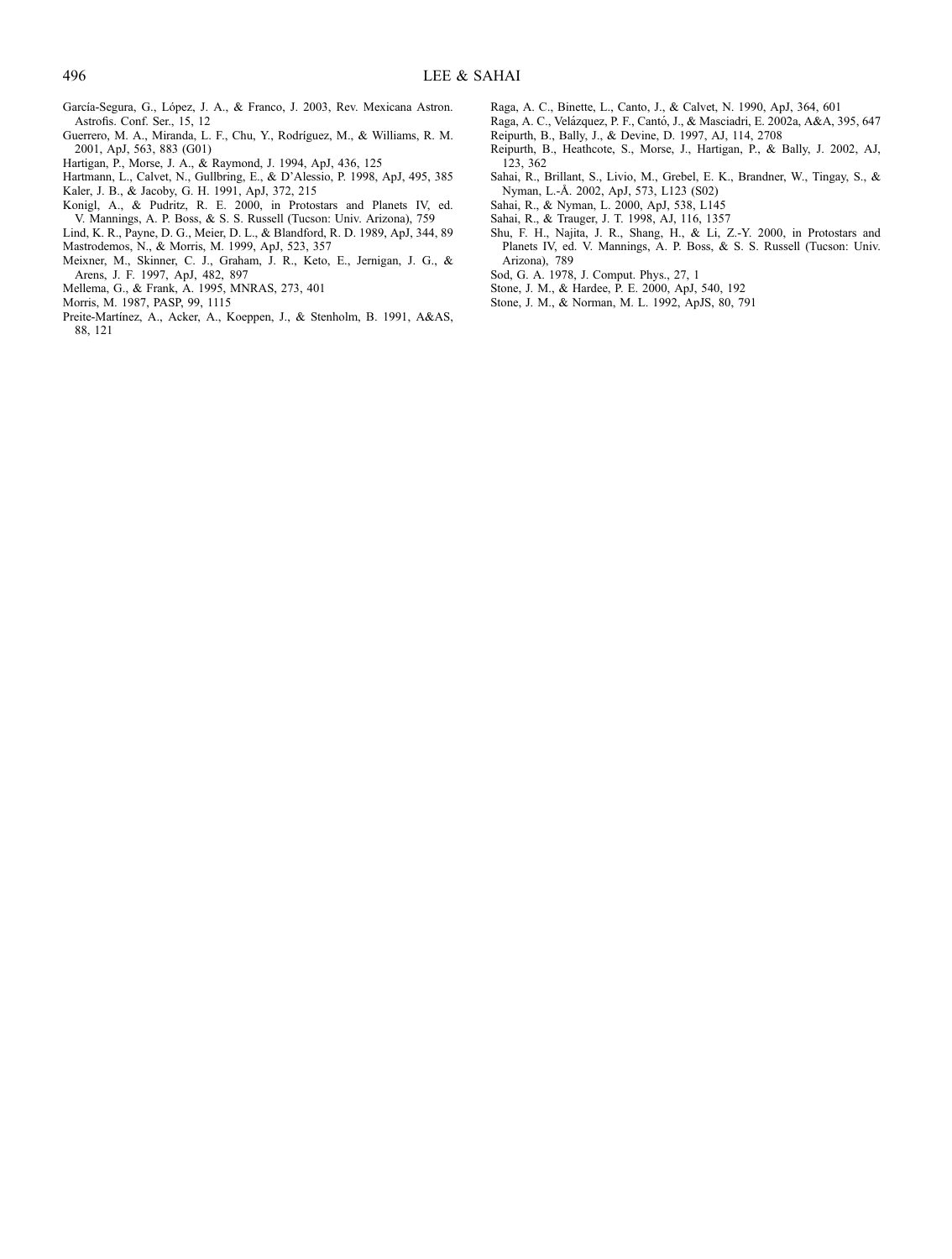García-Segura, G., López, J. A., & Franco, J. 2003, Rev. Mexicana Astron. Astrofis. Conf. Ser., 15, 12

Guerrero, M. A., Miranda, L. F., Chu, Y., Rodríguez, M., & Williams, R. M. 2001, ApJ, 563, 883 (G01)

Hartigan, P., Morse, J. A., & Raymond, J. 1994, ApJ, 436, 125

Hartmann, L., Calvet, N., Gullbring, E., & D'Alessio, P. 1998, ApJ, 495, 385

Kaler, J. B., & Jacoby, G. H. 1991, ApJ, 372, 215

Konigl, A., & Pudritz, R. E. 2000, in Protostars and Planets IV, ed. V. Mannings, A. P. Boss, & S. S. Russell (Tucson: Univ. Arizona), 759

Lind, K. R., Payne, D. G., Meier, D. L., & Blandford, R. D. 1989, ApJ, 344, 89

Mastrodemos, N., & Morris, M. 1999, ApJ, 523, 357

Meixner, M., Skinner, C. J., Graham, J. R., Keto, E., Jernigan, J. G., & Arens, J. F. 1997, ApJ, 482, 897

Mellema, G., & Frank, A. 1995, MNRAS, 273, 401

Morris, M. 1987, PASP, 99, 1115

Preite-Martínez, A., Acker, A., Koeppen, J., & Stenholm, B. 1991, A&AS, 88, 121

Raga, A. C., Binette, L., Canto, J., & Calvet, N. 1990, ApJ, 364, 601

Raga, A. C., Velázquez, P. F., Cantó, J., & Masciadri, E. 2002a, A&A, 395, 647

Reipurth, B., Bally, J., & Devine, D. 1997, AJ, 114, 2708

Reipurth, B., Heathcote, S., Morse, J., Hartigan, P., & Bally, J. 2002, AJ, 123, 362

Sahai, R., Brillant, S., Livio, M., Grebel, E. K., Brandner, W., Tingay, S., & Nyman, L.-Å. 2002, ApJ, 573, L123 (S02)

Sahai, R., & Nyman, L. 2000, ApJ, 538, L145

Sahai, R., & Trauger, J. T. 1998, AJ, 116, 1357

Shu, F. H., Najita, J. R., Shang, H., & Li, Z.-Y. 2000, in Protostars and Planets IV, ed. V. Mannings, A. P. Boss, & S. S. Russell (Tucson: Univ. Arizona), 789

Sod, G. A. 1978, J. Comput. Phys., 27, 1

Stone, J. M., & Hardee, P. E. 2000, ApJ, 540, 192

Stone, J. M., & Norman, M. L. 1992, ApJS, 80, 791